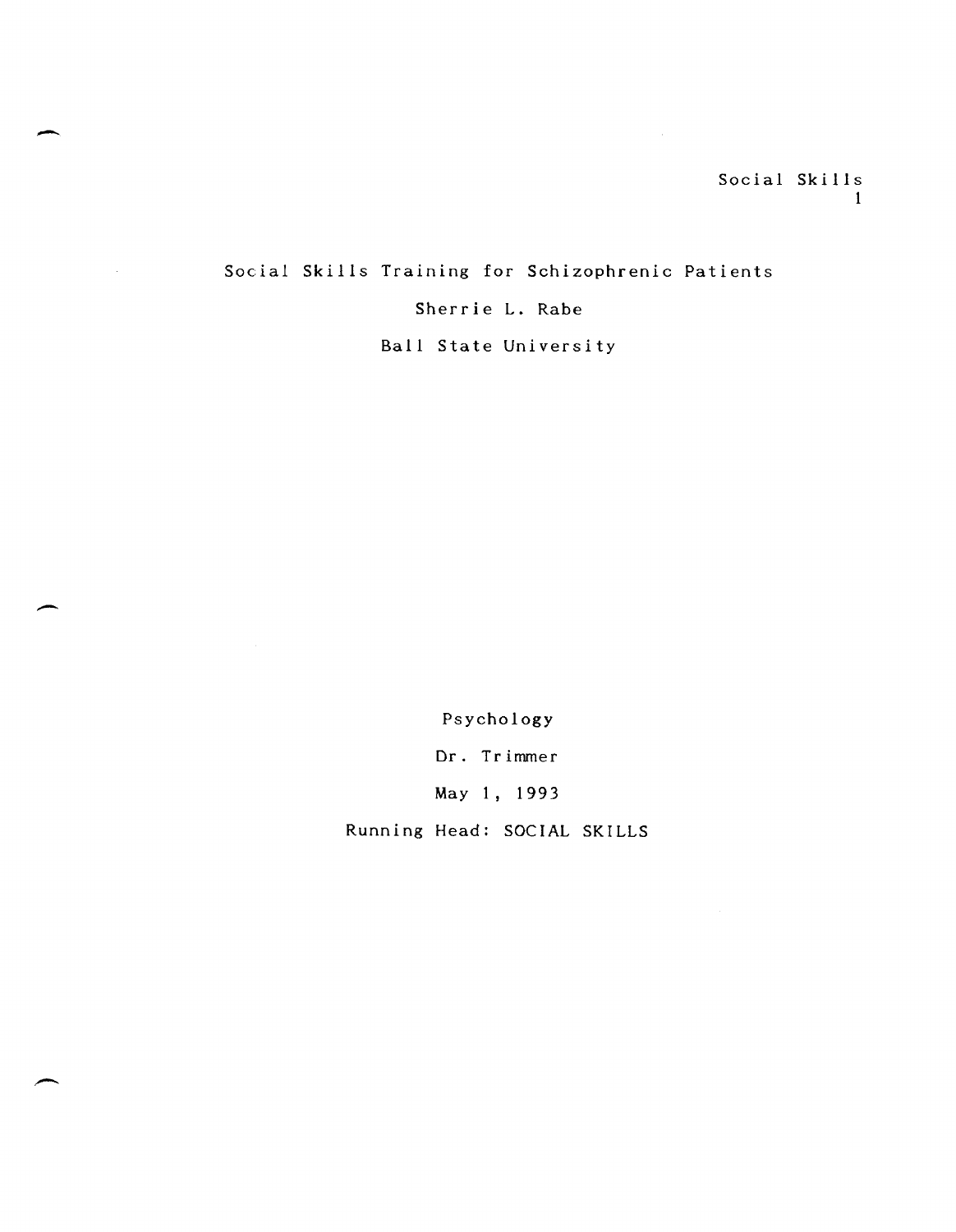# Social Skills Training for Schizophrenic Patients

Sherrie L. Rabe

Ball State University

Psychology

Dr. Trimmer

May 1, 1993

Running Head: SOCIAL SKILLS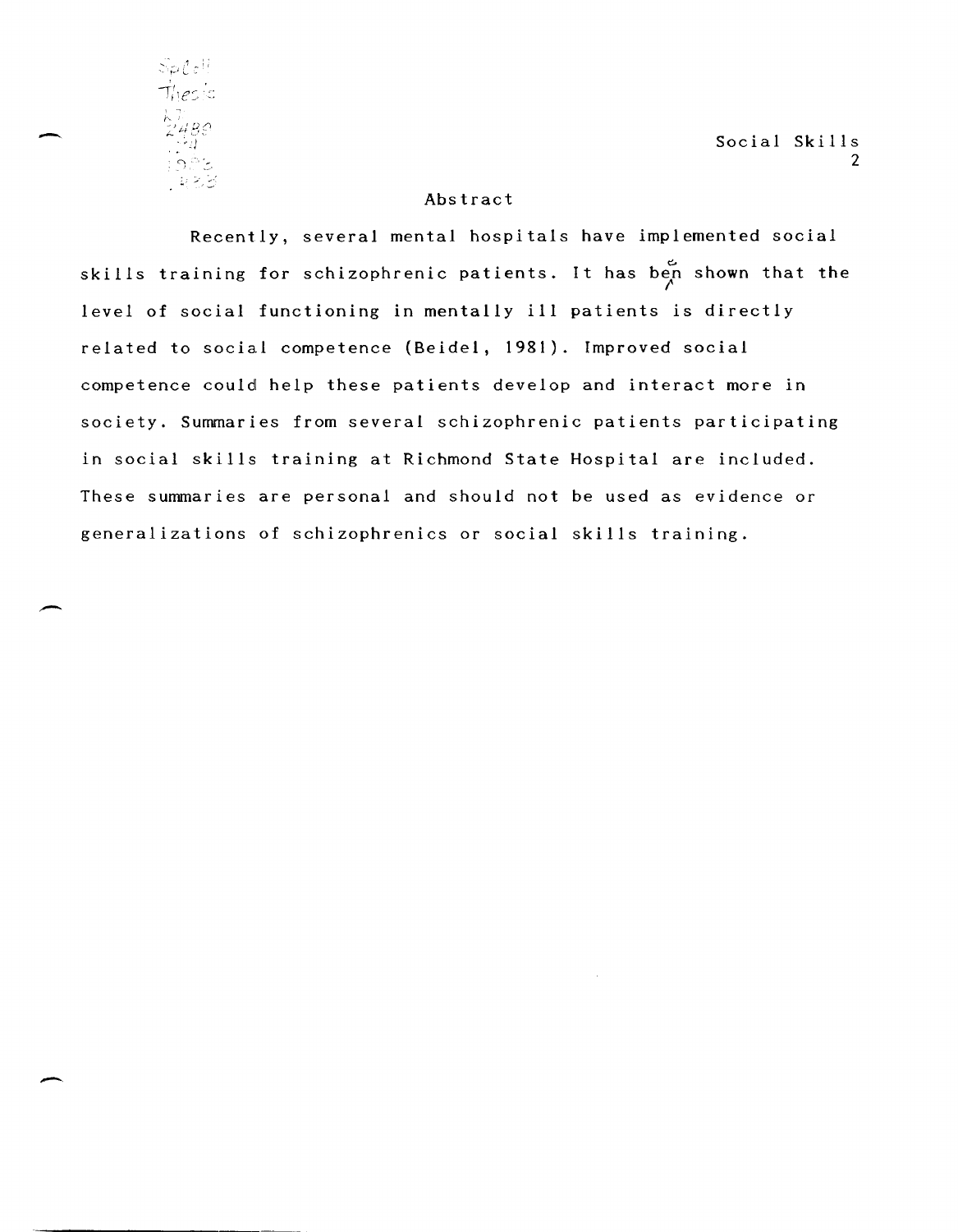## Abstract

Recently, several mental hospitals have implemented social skills training for schizophrenic patients. It has been shown that the level of social functioning in mentally ill patients is directly related to social competence (Beidel, 1981). Improved social competence could help these patients develop and interact more in society. Summaries from several schizophrenic patients participating in social skills training at Richmond State Hospital are included. These summaries are personal and should not be used as evidence or generalizations of schizophrenics or social skills training.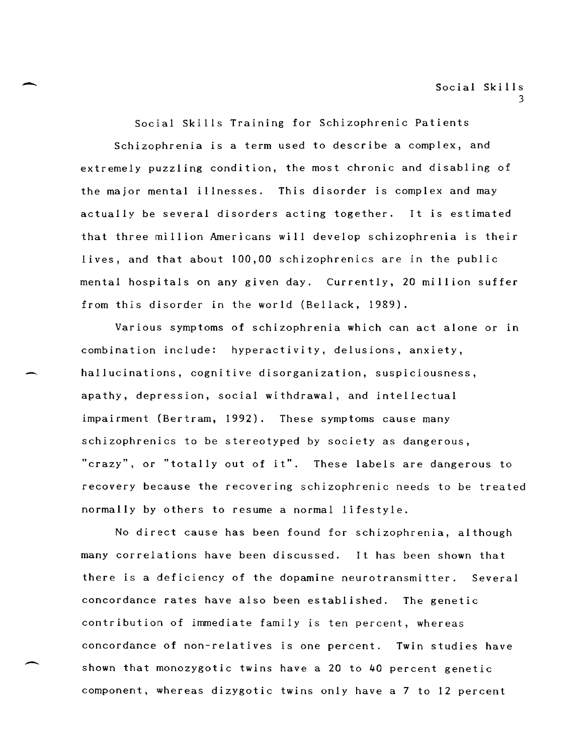# Social Skills Training for Schizophrenic Patients

Schizophrenia is a term used to describe a complex, and extremely puzzling condition, the most chronic and disabling of the major mental illnesses. This disorder is complex and may actually be several disorders acting together. It is estimated that three million Americans will develop schizophrenia is their lives, and that about 100,00 schizophrenics are in the public mental hospitals on any given day. Currently, 20 million suffer from this disorder in the world (Bellack, 1989).

Various symptoms of schizophrenia which can act alone or in combination include: hyperactivity, delusions, anxiety, hallucinations, cognitive disorganization, suspiciousness, apathy, depression, social withdrawal, and intellectual impairment (Bertram, 1992). These symptoms cause many schizophrenics to be stereotyped by society as dangerous, "crazy", or "totally out of it". These labels are dangerous to recovery because the recovering schizophrenic needs to be treated normally by others to resume a normal lifestyle.

No direct cause has been found for schizophrenia, although many correlations have been discussed. It has been shown that there is a deficiency of the dopamine neurotransmitter. Several concordance rates have also been established. The genetic contribution of immediate family is ten percent, whereas concordance of non-relatives is one percent. Twin studies have shown that monozygotic twins have a 20 to 40 percent genetic component, whereas dizygotic twins only have a 7 to 12 percent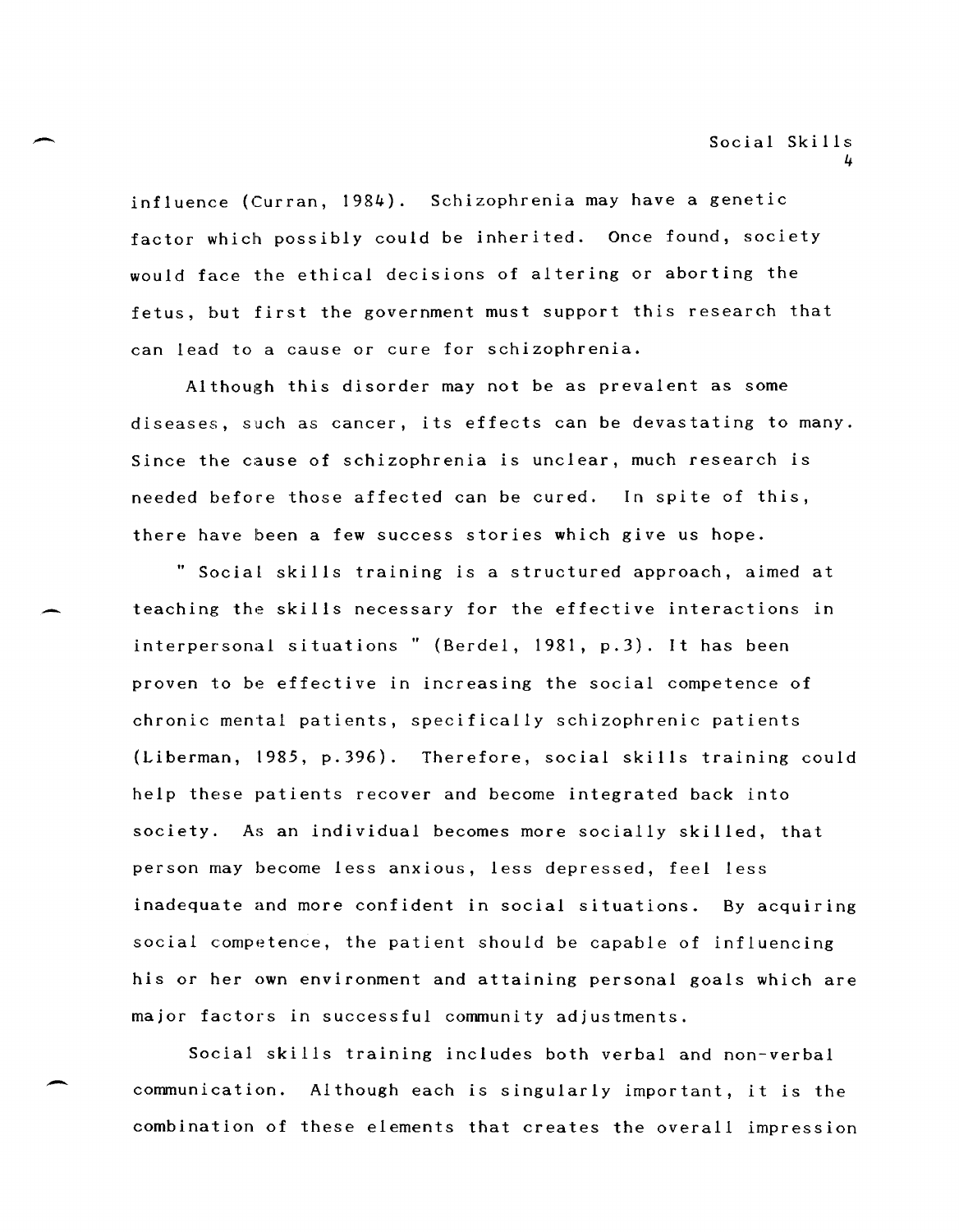influence (Curran, 1984). Schizophrenia may have a genetic factor which possibly could be inherited. Once found, society would face the ethical decisions of altering or aborting the fetus, but first the government must support this research that can lead to a cause or cure for schizophrenia.

Although this disorder may not be as prevalent as some diseases, such as cancer, its effects can be devastating to many. Since the cause of schizophrenia is unclear, much research is needed before those affected can be cured. In spite of this, there have been a few success stories which give us hope.

" Social skills training is a structured approach, aimed at teaching the skills necessary for the effective interactions in interpersonal situations " (Berdel, 1981, p.3). It has been proven to be effective in increasing the social competence of chronic mental patients, specifically schizophrenic patients (Liberman, 1985, p.396). Therefore, social skills training could help these patients recover and become integrated back into society. As an individual becomes more socially skilled, that person may become less anxious, less depressed, feel less inadequate and more confident in social situations. By acquiring social competence, the patient should be capable of influencing his or her own environment and attaining personal goals which are major factors in successful community adjustments.

Social skills training includes both verbal and non-verbal communication. Although each is singularly important, it is the combination of these elements that creates the overall impression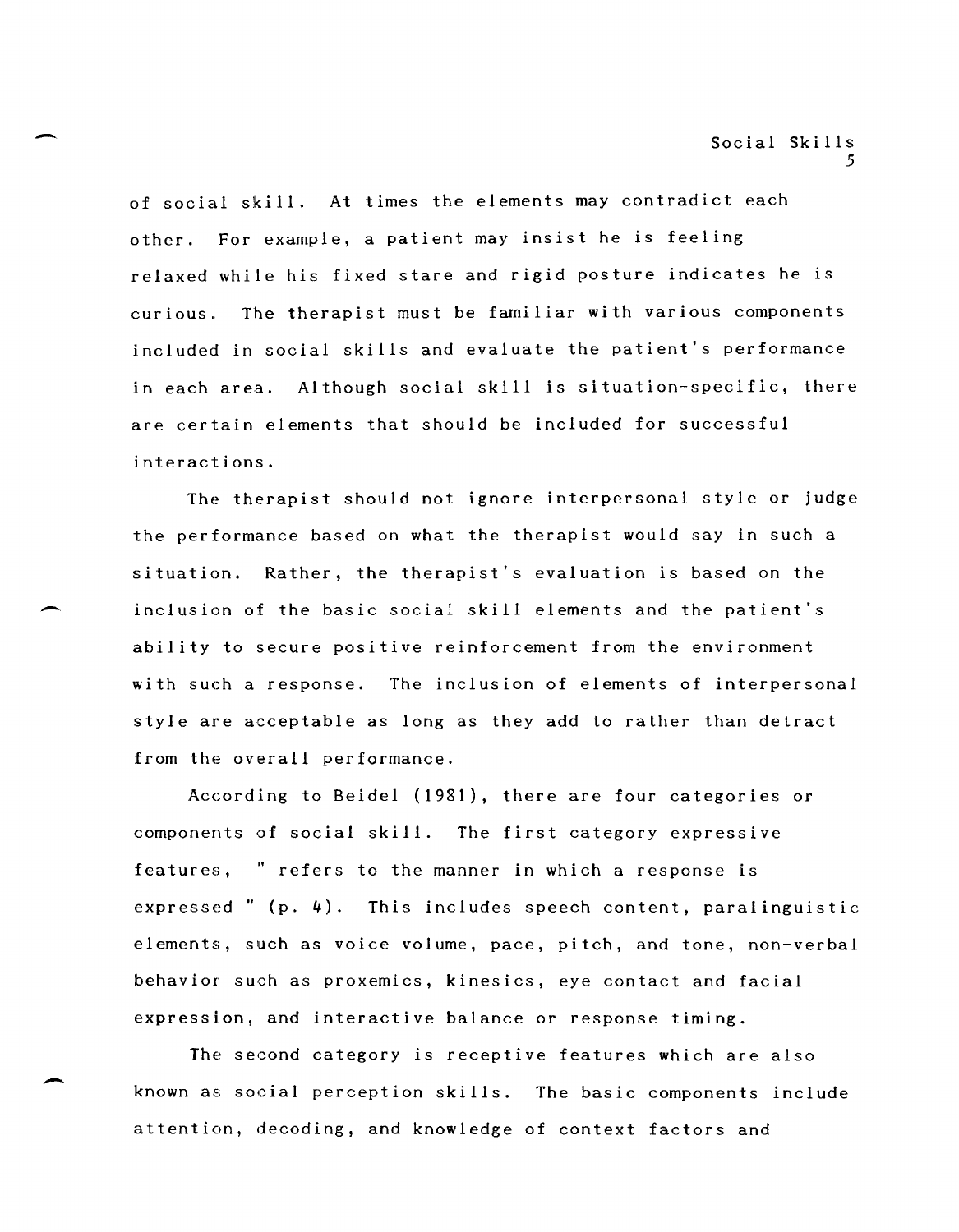of social skill. At times the elements may contradict each other. For example, a patient may insist he is feeling relaxed while his fixed stare and rigid posture indicates he is curious. The therapist must be familiar with various components included in social skills and evaluate the patient's performance in each area. Although social skill is situation-specific, there are certain elements that should be included for successful interactions.

The therapist should not ignore interpersonal style or judge the performance based on what the therapist would say in such a situation. Rather, the therapist's evaluation is based on the inclusion of the basic social skill elements and the patient's ability to secure positive reinforcement from the environment with such a response. The inclusion of elements of interpersonal style are acceptable as long as they add to rather than detract from the overall performance.

According to Beidel (1981), there are four categories or components of social skill. The first category expressive features, " refers to the manner in which a response is expressed " (p. 4). This includes speech content, paralinguistic elements, such as voice volume, pace, pitch, and tone, non-verbal behavior such as proxemics, kinesics, eye contact and facial expression, and interactive balance or response timing.

The second category is receptive features which are also known as social perception skills. The basic components include attention, decoding, and knowledge of context factors and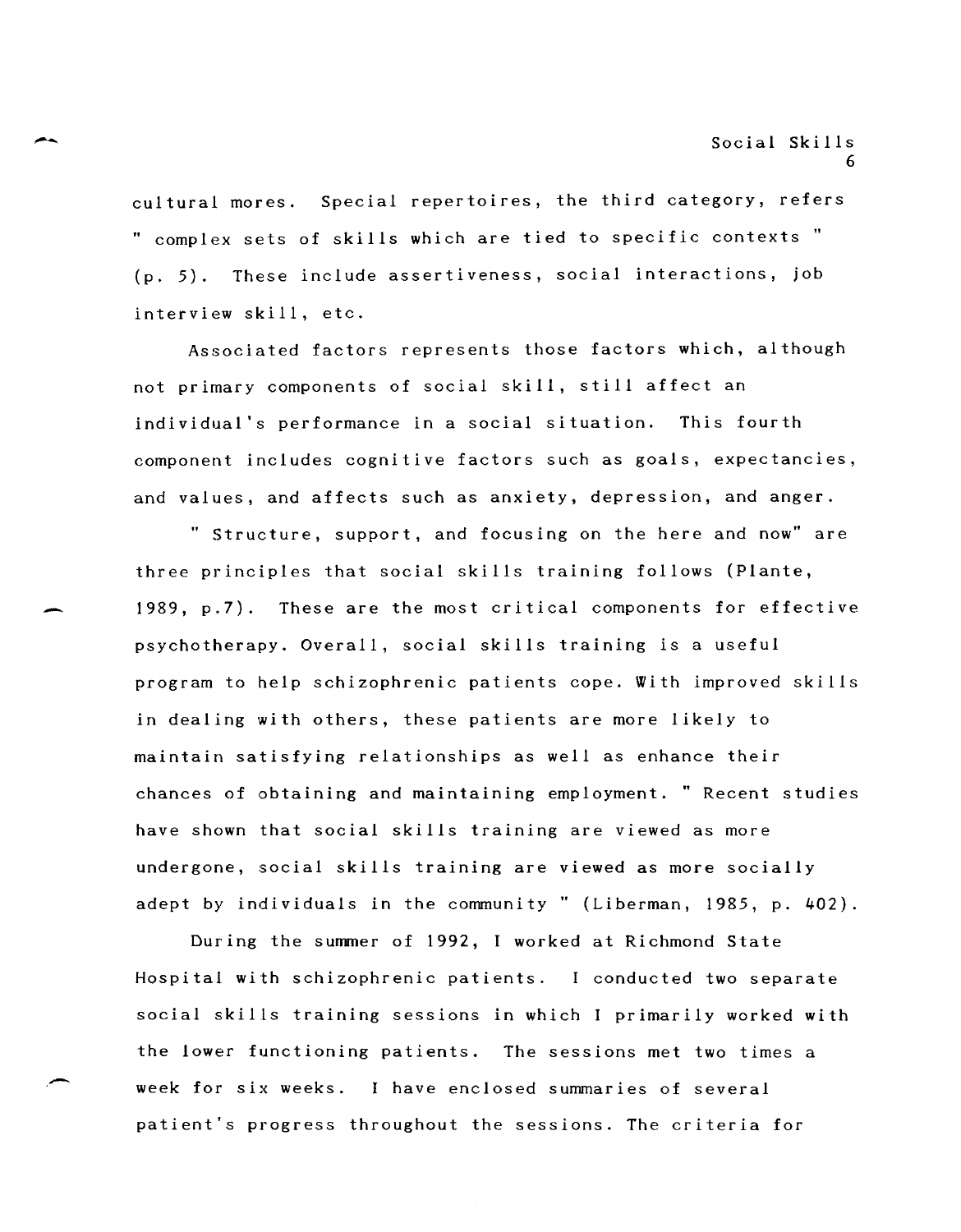cultural mores. Special repertoires, the third category, refers " complex sets of skills which are tied to specific contexts " (p. 5). These include assertiveness, social interactions, job interview skill, etc.

Associated factors represents those factors which, although not primary components of social skill, still affect an individual's performance in a social situation. This fourth component includes cognitive factors such as goals, expectancies, and values, and affects such as anxiety, depression, and anger.

" Structure, support, and focusing on the here and now" are three principles that social skills training follows (Plante, 1989, p.7). These are the most critical components for effective psychotherapy. Overall, social skills training is a useful program to help schizophrenic patients cope. With improved skills in dealing with others, these patients are more likely to maintain satisfying relationships as well as enhance their chances of obtaining and maintaining employment. " Recent studies have shown that social skills training are viewed as more undergone, social skills training are viewed as more socially adept by individuals in the community " (Liberman, 1985, p. 402).

During the summer of 1992, I worked at Richmond State Hospital with schizophrenic patients. I conducted two separate social skills training sessions in which I primarily worked with the lower functioning patients. The sessions met two times a week for six weeks. I have enclosed summaries of several patient's progress throughout the sessions. The criteria for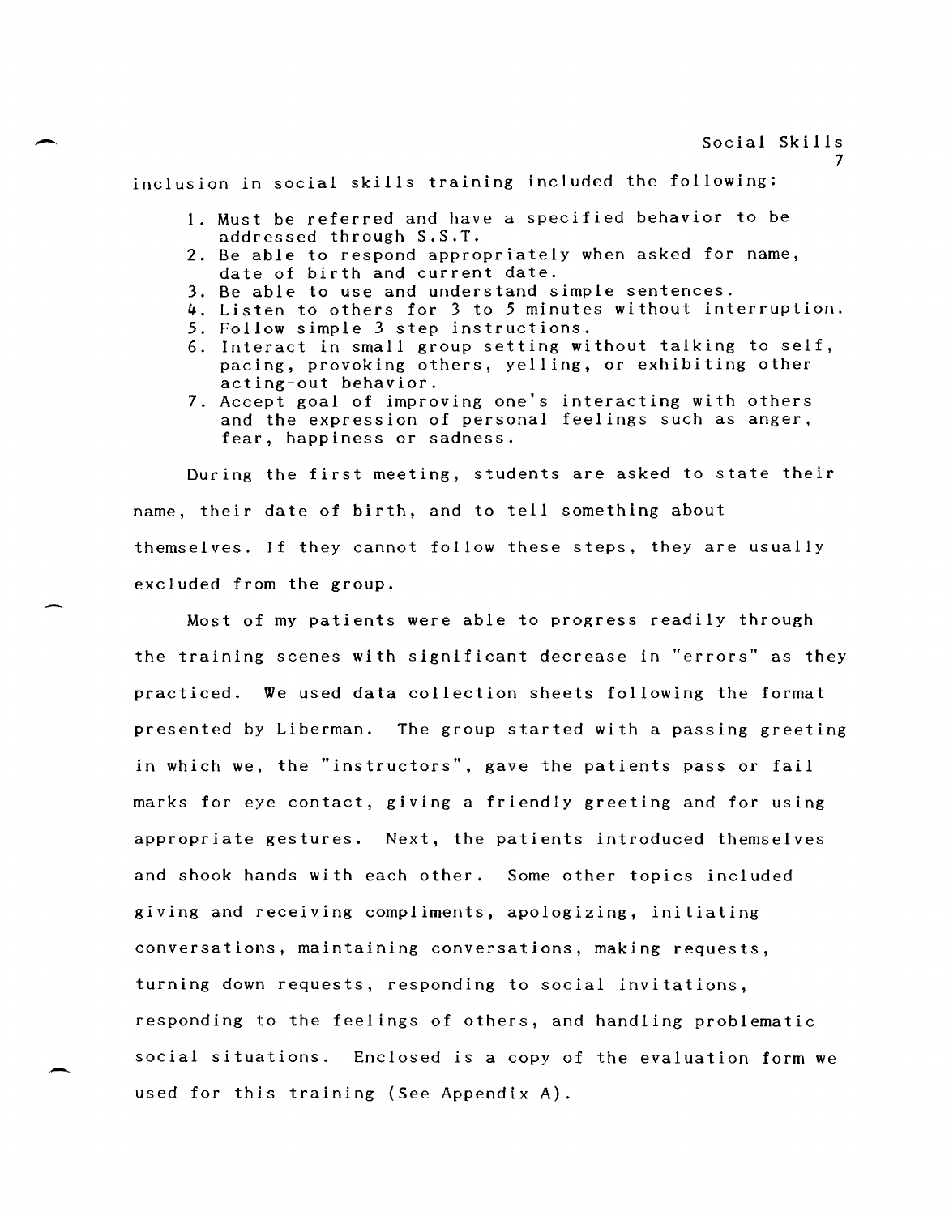inclusion in social skills training included the following:

1. Must be referred and have a specified behavior to be addressed through S.S.T.
2. Be able to respond appropriately when asked for name, date of birth and current date.
3. Be able to use and understand simple sentences.
4. Listen to others for 3 to 5 minutes without interruption.
5. Follow simple 3-step instructions.
6. Interact in small group setting without talking to self, pacing, provoking others, yelling, or exhibiting other acting-out behavior.
7. Accept goal of improving one's interacting with others and the expression of personal feelings such as anger, fear, happiness or sadness.

During the first meeting, students are asked to state their name, their date of birth, and to tell something about themselves. If they cannot follow these steps, they are usually excluded from the group.

Most of my patients were able to progress readily through the training scenes with significant decrease in "errors" as they practiced. We used data collection sheets following the format presented by Liberman. The group started with a passing greeting in which we, the "instructors", gave the patients pass or fail marks for eye contact, giving a friendly greeting and for using appropriate gestures. Next, the patients introduced themselves and shook hands with each other. Some other topics included giving and receiving compliments, apologizing, initiating conversations, maintaining conversations, making requests, turning down requests, responding to social invitations, responding to the feelings of others, and handling problematic social situations. Enclosed is a copy of the evaluation form we used for this training (See Appendix A).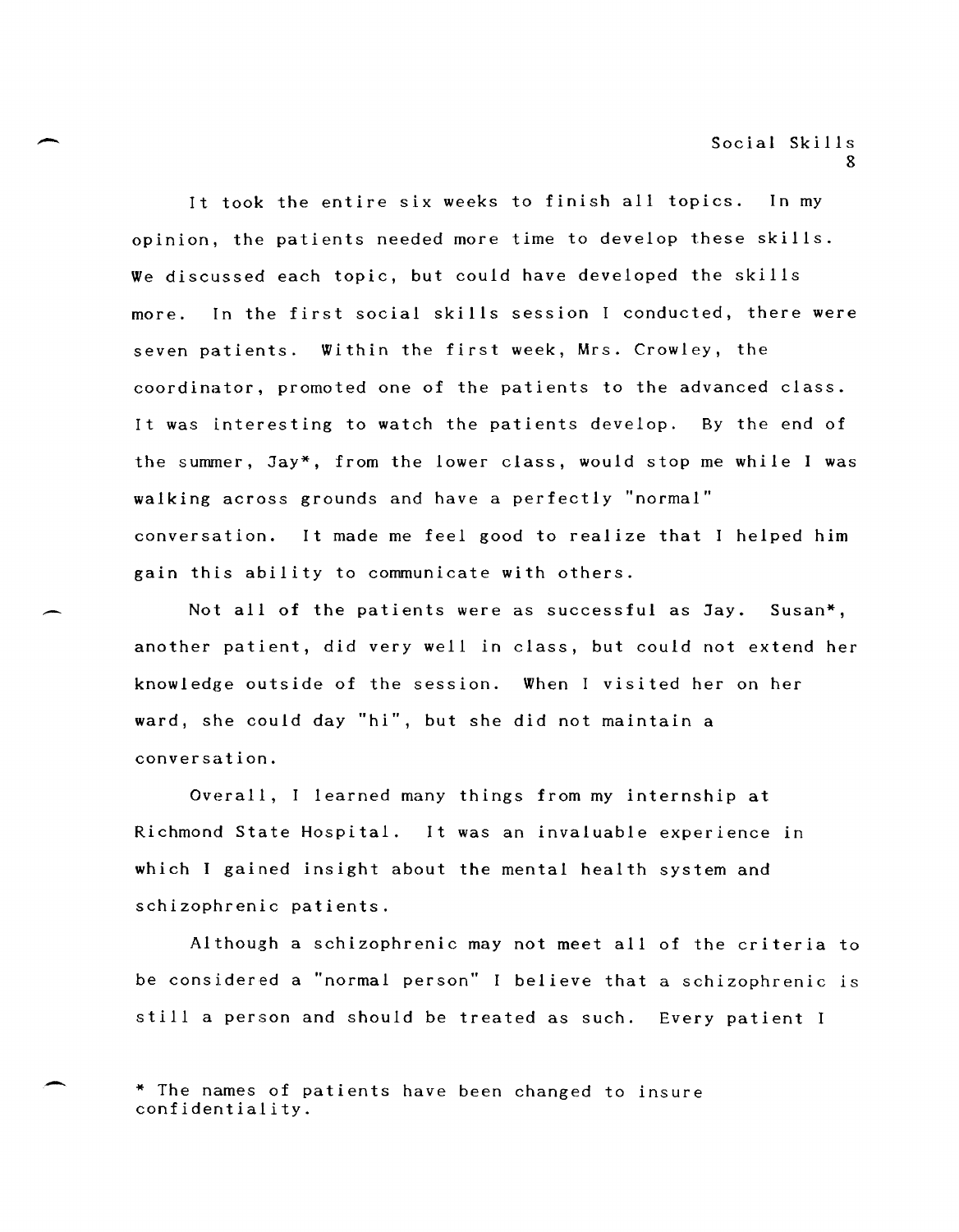It took the entire six weeks to finish all topics. In my opinion, the patients needed more time to develop these skills. We discussed each topic, but could have developed the skills more. In the first social skills session I conducted, there were seven patients. Within the first week, Mrs. Crowley, the coordinator, promoted one of the patients to the advanced class. It was interesting to watch the patients develop. By the end of the summer, Jay*, from the lower class, would stop me while I was walking across grounds and have a perfectly "normal" conversation. It made me feel good to realize that I helped him gain this ability to communicate with others.

Not all of the patients were as successful as Jay. Susan*, another patient, did very well in class, but could not extend her knowledge outside of the session. When I visited her on her ward, she could day "hi", but she did not maintain a conversation.

Overall, I learned many things from my internship at Richmond State Hospital. It was an invaluable experience in which I gained insight about the mental health system and schizophrenic patients.

Although a schizophrenic may not meet all of the criteria to be considered a "normal person" I believe that a schizophrenic is still a person and should be treated as such. Every patient I

* The names of patients have been changed to insure confidentiality.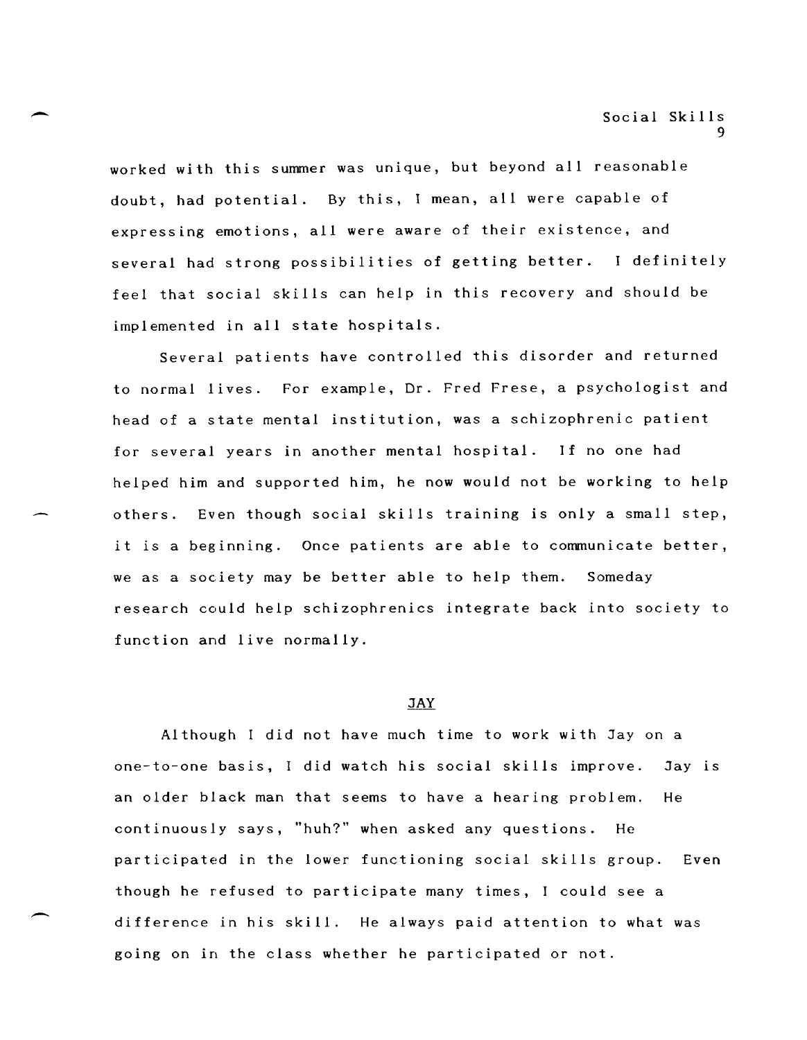worked with this summer was unique, but beyond all reasonable doubt, had potential. By this, I mean, all were capable of expressing emotions, all were aware of their existence, and several had strong possibilities of getting better. I definitely feel that social skills can help in this recovery and should be implemented in all state hospitals.

Several patients have controlled this disorder and returned to normal lives. For example, Dr. Fred Frese, a psychologist and head of a state mental institution, was a schizophrenic patient for several years in another mental hospital. If no one had helped him and supported him, he now would not be working to help others. Even though social skills training is only a small step, it is a beginning. Once patients are able to communicate better, we as a society may be better able to help them. Someday research could help schizophrenics integrate back into society to function and live normally.

## JAY

Although I did not have much time to work with Jay on a one-to-one basis, I did watch his social skills improve. Jay is an older black man that seems to have a hearing problem. He continuously says, "huh?" when asked any questions. He participated in the lower functioning social skills group. Even though he refused to participate many times, I could see a difference in his skill. He always paid attention to what was going on in the class whether he participated or not.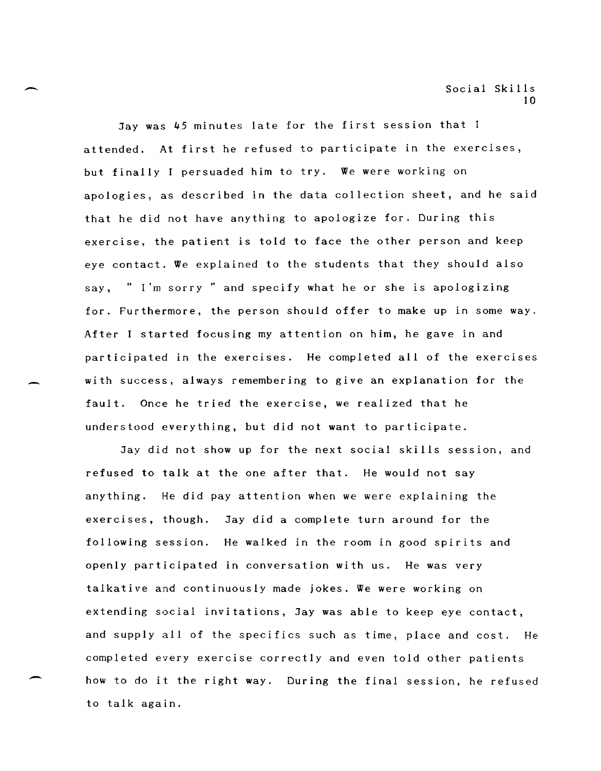Jay was 45 minutes late for the first session that I attended. At first he refused to participate in the exercises, but finally I persuaded him to try. We were working on apologies, as described in the data collection sheet, and he said that he did not have anything to apologize for. During this exercise, the patient is told to face the other person and keep eye contact. We explained to the students that they should also say, " I'm sorry " and specify what he or she is apologizing for. Furthermore, the person should offer to make up in some way. After I started focusing my attention on him, he gave in and participated in the exercises. He completed all of the exercises with success, always remembering to give an explanation for the fault. Once he tried the exercise, we realized that he understood everything, but did not want to participate.

Jay did not show up for the next social skills session, and refused to talk at the one after that. He would not say anything. He did pay attention when we were explaining the exercises, though. Jay did a complete turn around for the following session. He walked in the room in good spirits and openly participated in conversation with us. He was very talkative and continuously made jokes. We were working on extending social invitations, Jay was able to keep eye contact, and supply all of the specifics such as time, place and cost. He completed every exercise correctly and even told other patients how to do it the right way. During the final session, he refused to talk again.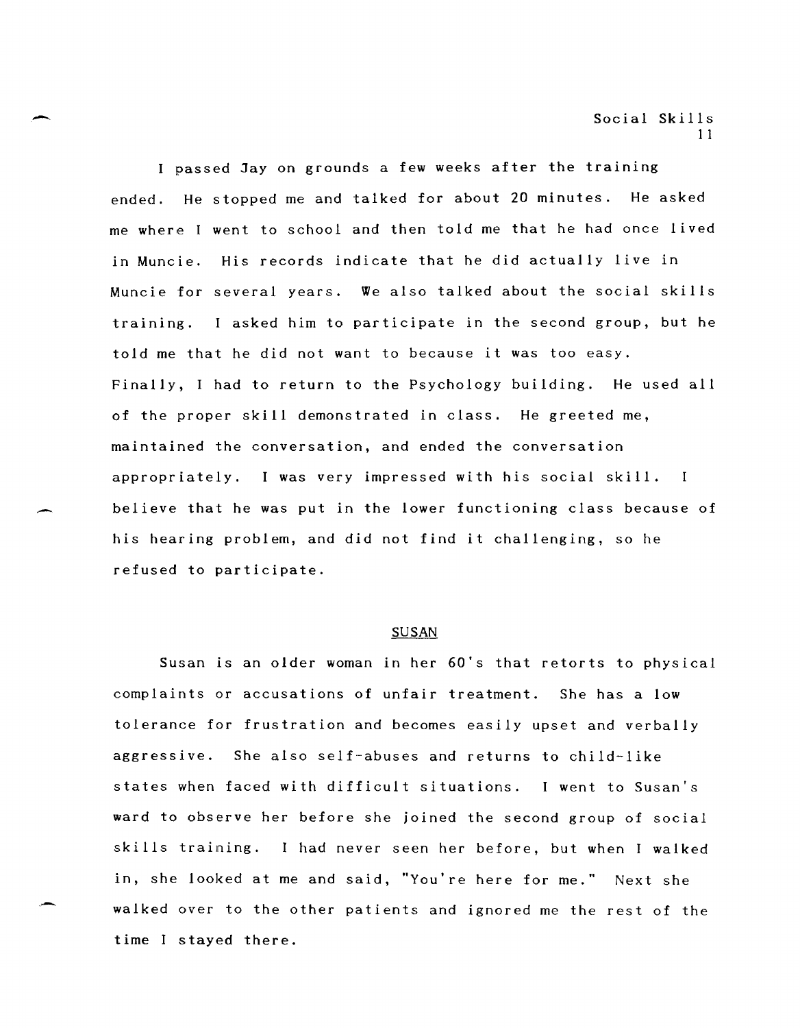I passed Jay on grounds a few weeks after the training ended. He stopped me and talked for about 20 minutes. He asked me where I went to school and then told me that he had once lived in Muncie. His records indicate that he did actually live in Muncie for several years. We also talked about the social skills training. I asked him to participate in the second group, but he told me that he did not want to because it was too easy. Finally, I had to return to the Psychology building. He used all of the proper skill demonstrated in class. He greeted me, maintained the conversation, and ended the conversation appropriately. I was very impressed with his social skill. I believe that he was put in the lower functioning class because of his hearing problem, and did not find it challenging, so he refused to participate.

## SUSAN

Susan is an older woman in her 60's that retorts to physical complaints or accusations of unfair treatment. She has a low tolerance for frustration and becomes easily upset and verbally aggressive. She also self-abuses and returns to child-like states when faced with difficult situations. I went to Susan's ward to observe her before she joined the second group of social skills training. I had never seen her before, but when I walked in, she looked at me and said, "You're here for me." Next she walked over to the other patients and ignored me the rest of the time I stayed there.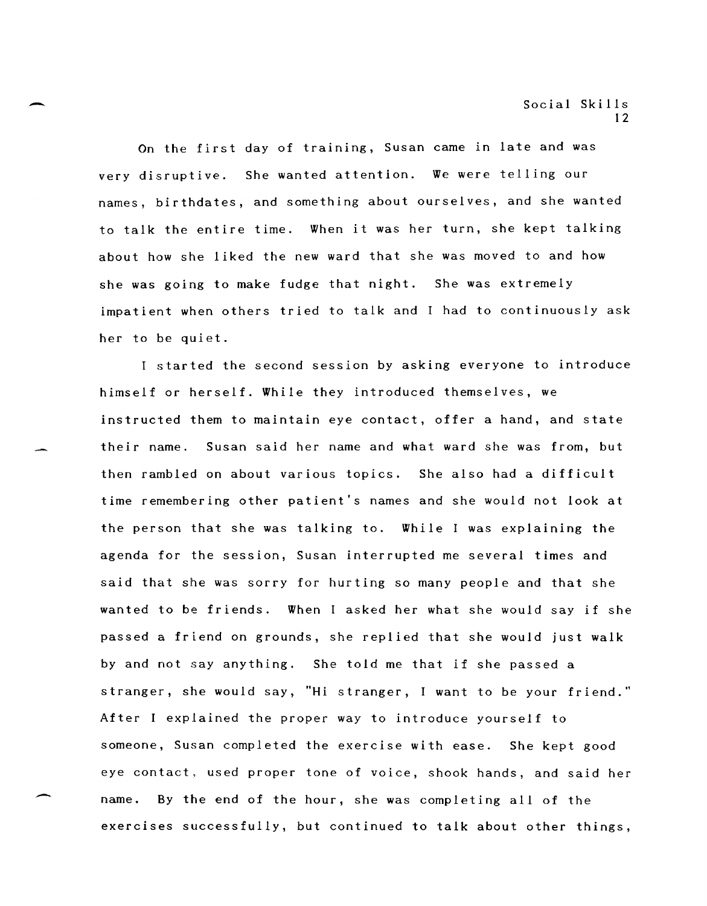On the first day of training, Susan came in late and was very disruptive. She wanted attention. We were telling our names, birthdates, and something about ourselves, and she wanted to talk the entire time. When it was her turn, she kept talking about how she liked the new ward that she was moved to and how she was going to make fudge that night. She was extremely impatient when others tried to talk and I had to continuously ask her to be quiet.

I started the second session by asking everyone to introduce himself or herself. While they introduced themselves, we instructed them to maintain eye contact, offer a hand, and state their name. Susan said her name and what ward she was from, but then rambled on about various topics. She also had a difficult time remembering other patient's names and she would not look at the person that she was talking to. While I was explaining the agenda for the session, Susan interrupted me several times and said that she was sorry for hurting so many people and that she wanted to be friends. When I asked her what she would say if she passed a friend on grounds, she replied that she would just walk by and not say anything. She told me that if she passed a stranger, she would say, "Hi stranger, I want to be your friend." After I explained the proper way to introduce yourself to someone, Susan completed the exercise with ease. She kept good eye contact, used proper tone of voice, shook hands, and said her name. By the end of the hour, she was completing all of the exercises successfully, but continued to talk about other things,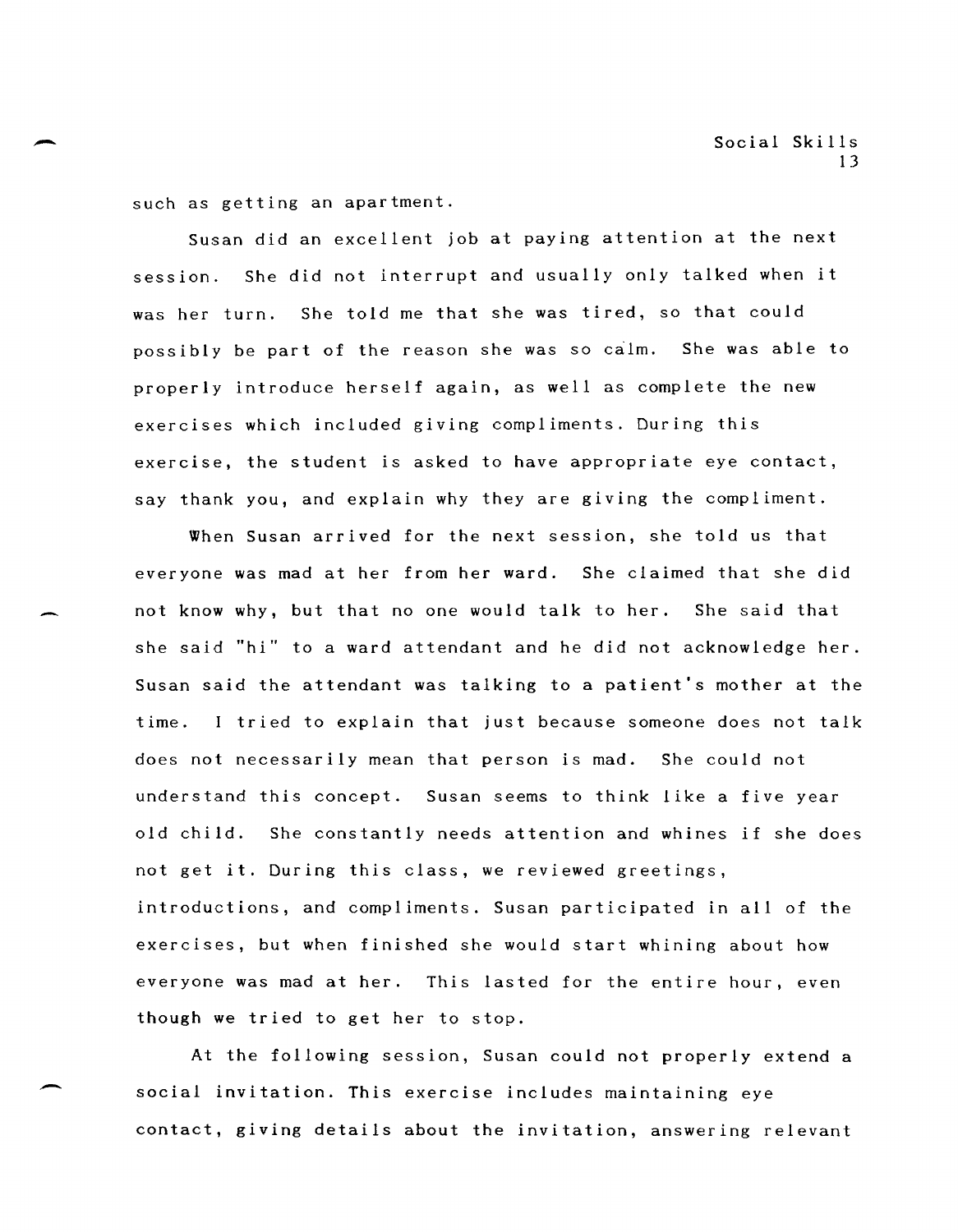such as getting an apartment.

Susan did an excellent job at paying attention at the next session. She did not interrupt and usually only talked when it was her turn. She told me that she was tired, so that could possibly be part of the reason she was so calm. She was able to properly introduce herself again, as well as complete the new exercises which included giving compliments. During this exercise, the student is asked to have appropriate eye contact, say thank you, and explain why they are giving the compliment.

When Susan arrived for the next session, she told us that everyone was mad at her from her ward. She claimed that she did not know why, but that no one would talk to her. She said that she said "hi" to a ward attendant and he did not acknowledge her. Susan said the attendant was talking to a patient's mother at the time. I tried to explain that just because someone does not talk does not necessarily mean that person is mad. She could not understand this concept. Susan seems to think like a five year old child. She constantly needs attention and whines if she does not get it. During this class, we reviewed greetings, introductions, and compliments. Susan participated in all of the exercises, but when finished she would start whining about how everyone was mad at her. This lasted for the entire hour, even though we tried to get her to stop.

At the following session, Susan could not properly extend a social invitation. This exercise includes maintaining eye contact, giving details about the invitation, answering relevant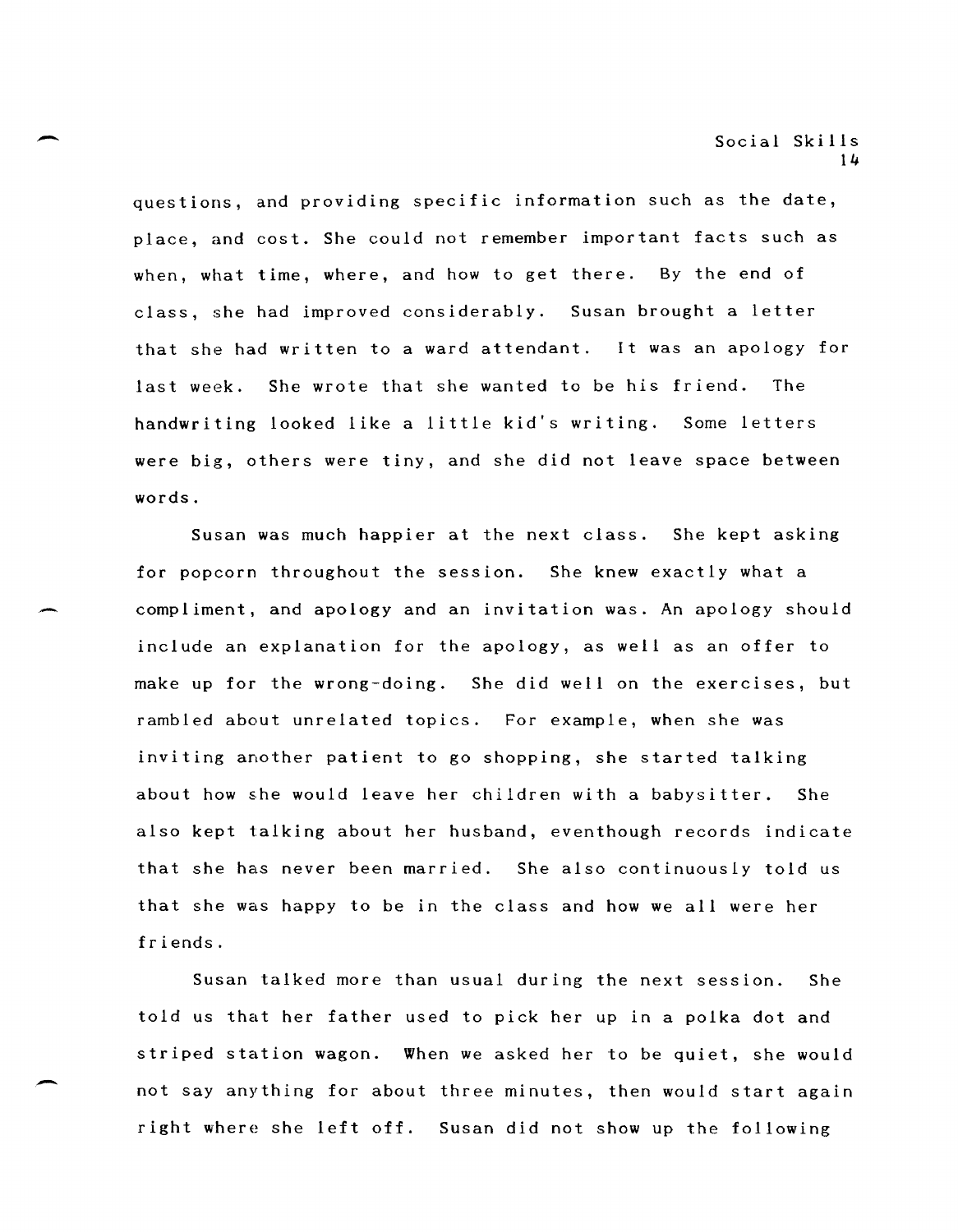questions, and providing specific information such as the date, place, and cost. She could not remember important facts such as when, what time, where, and how to get there. By the end of class, she had improved considerably. Susan brought a letter that she had written to a ward attendant. It was an apology for last week. She wrote that she wanted to be his friend. The handwriting looked like a little kid's writing. Some letters were big, others were tiny, and she did not leave space between words.

Susan was much happier at the next class. She kept asking for popcorn throughout the session. She knew exactly what a compliment, and apology and an invitation was. An apology should include an explanation for the apology, as well as an offer to make up for the wrong-doing. She did well on the exercises, but rambled about unrelated topics. For example, when she was inviting another patient to go shopping, she started talking about how she would leave her children with a babysitter. She also kept talking about her husband, eventhough records indicate that she has never been married. She also continuously told us that she was happy to be in the class and how we all were her friends.

Susan talked more than usual during the next session. She told us that her father used to pick her up in a polka dot and striped station wagon. When we asked her to be quiet, she would not say anything for about three minutes, then would start again right where she left off. Susan did not show up the following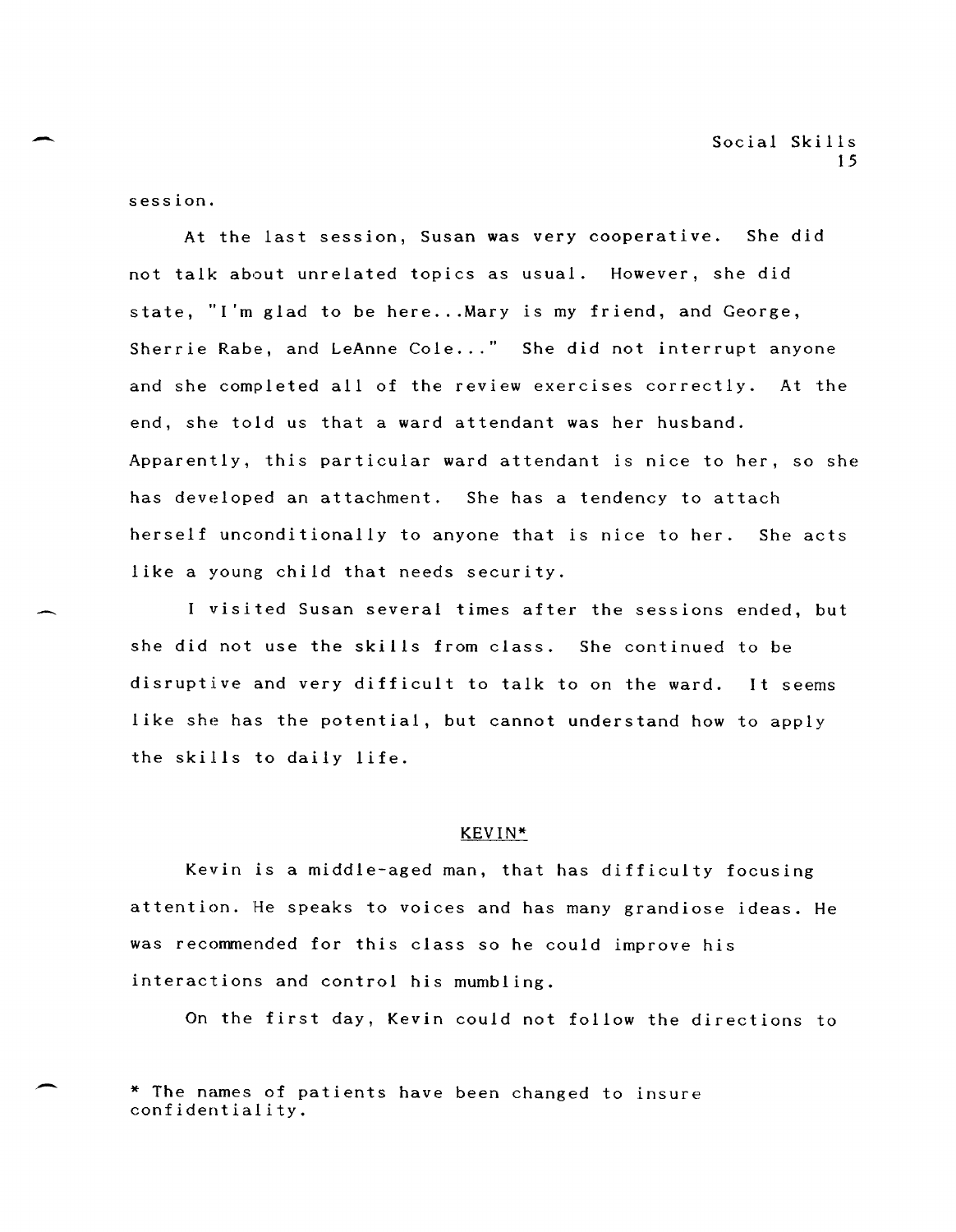session.

At the last session, Susan was very cooperative. She did not talk about unrelated topics as usual. However, she did state, "I'm glad to be here...Mary is my friend, and George, Sherrie Rabe, and LeAnne Cole..." She did not interrupt anyone and she completed all of the review exercises correctly. At the end, she told us that a ward attendant was her husband. Apparently, this particular ward attendant is nice to her, so she has developed an attachment. She has a tendency to attach herself unconditionally to anyone that is nice to her. She acts like a young child that needs security.

I visited Susan several times after the sessions ended, but she did not use the skills from class. She continued to be disruptive and very difficult to talk to on the ward. It seems like she has the potential, but cannot understand how to apply the skills to daily life.

## KEVIN*

Kevin is a middle-aged man, that has difficulty focusing attention. He speaks to voices and has many grandiose ideas. He was recommended for this class so he could improve his interactions and control his mumbling.

On the first day, Kevin could not follow the directions to

* The names of patients have been changed to insure confidentiality.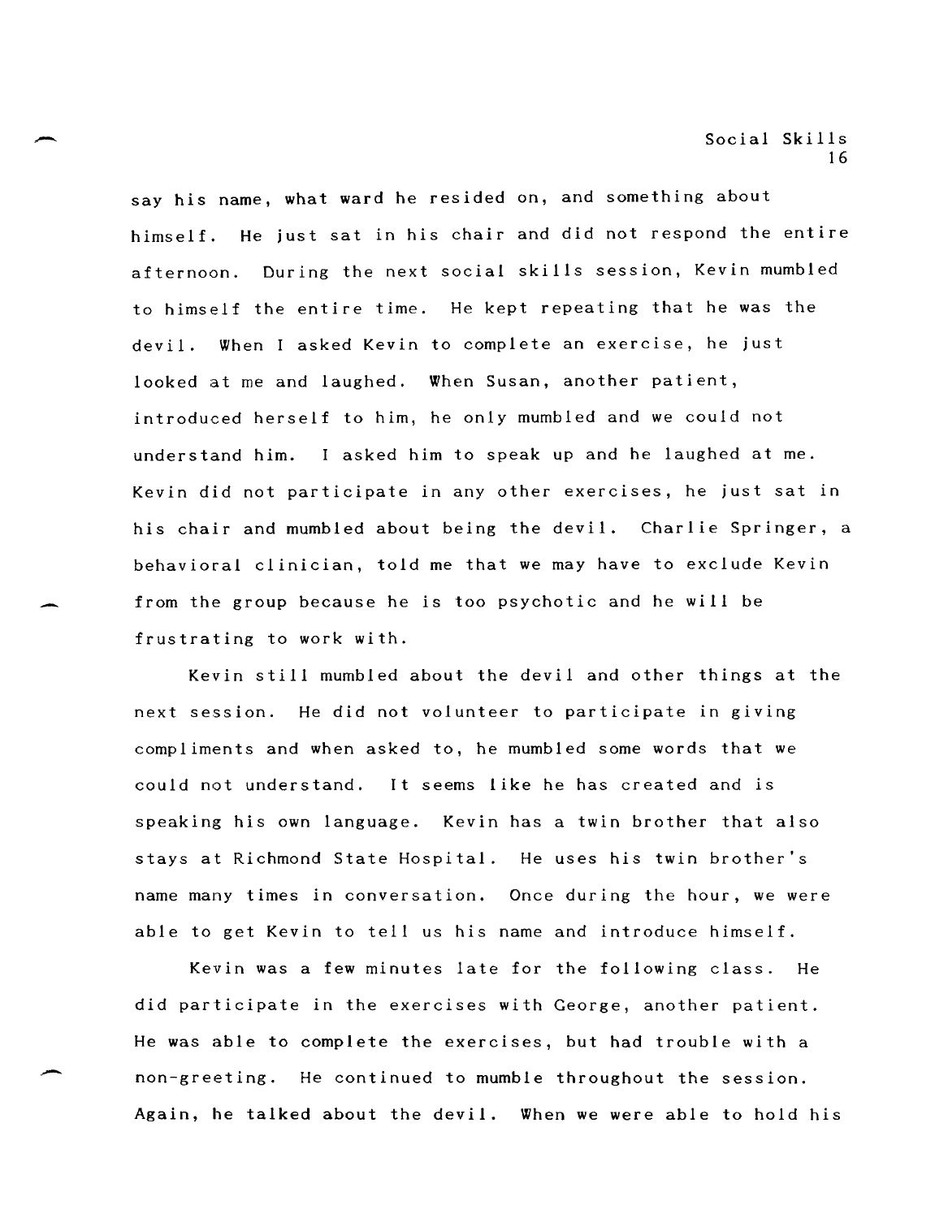say his name, what ward he resided on, and something about himself. He just sat in his chair and did not respond the entire afternoon. During the next social skills session, Kevin mumbled to himself the entire time. He kept repeating that he was the devil. When I asked Kevin to complete an exercise, he just looked at me and laughed. When Susan, another patient, introduced herself to him, he only mumbled and we could not understand him. I asked him to speak up and he laughed at me. Kevin did not participate in any other exercises, he just sat in his chair and mumbled about being the devil. Charlie Springer, a behavioral clinician, told me that we may have to exclude Kevin from the group because he is too psychotic and he will be frustrating to work with.

Kevin still mumbled about the devil and other things at the next session. He did not volunteer to participate in giving compliments and when asked to, he mumbled some words that we could not understand. It seems like he has created and is speaking his own language. Kevin has a twin brother that also stays at Richmond State Hospital. He uses his twin brother's name many times in conversation. Once during the hour, we were able to get Kevin to tell us his name and introduce himself.

Kevin was a few minutes late for the following class. He did participate in the exercises with George, another patient. He was able to complete the exercises, but had trouble with a non-greeting. He continued to mumble throughout the session. Again, he talked about the devil. When we were able to hold his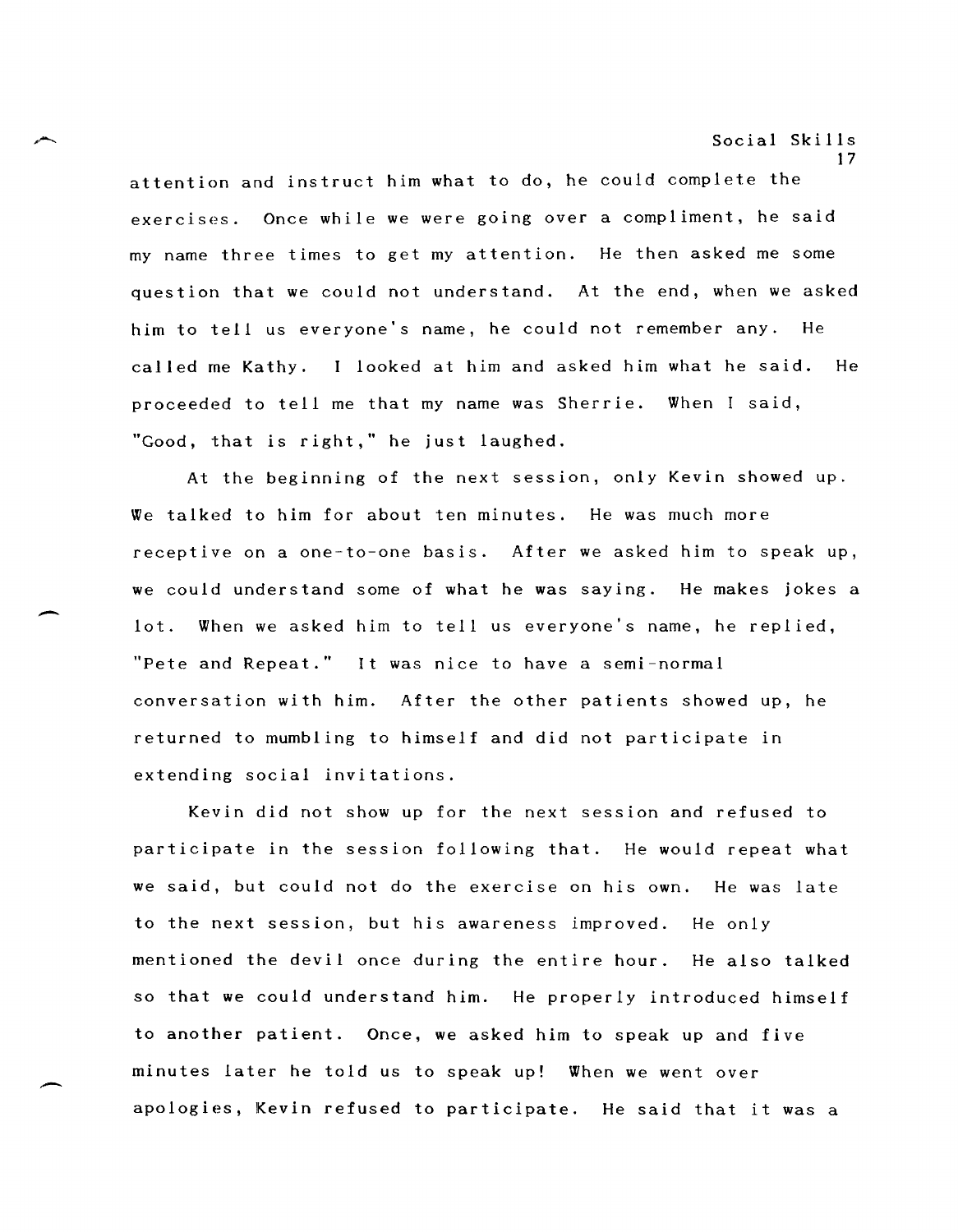attention and instruct him what to do, he could complete the exercises. Once while we were going over a compliment, he said my name three times to get my attention. He then asked me some question that we could not understand. At the end, when we asked him to tell us everyone's name, he could not remember any. He called me Kathy. I looked at him and asked him what he said. He proceeded to tell me that my name was Sherrie. When I said, "Good, that is right," he just laughed.

At the beginning of the next session, only Kevin showed up. We talked to him for about ten minutes. He was much more receptive on a one-to-one basis. After we asked him to speak up, we could understand some of what he was saying. He makes jokes a lot. When we asked him to tell us everyone's name, he replied, "Pete and Repeat." It was nice to have a semi-normal conversation with him. After the other patients showed up, he returned to mumbling to himself and did not participate in extending social invitations.

Kevin did not show up for the next session and refused to participate in the session following that. He would repeat what we said, but could not do the exercise on his own. He was late to the next session, but his awareness improved. He only mentioned the devil once during the entire hour. He also talked so that we could understand him. He properly introduced himself to another patient. Once, we asked him to speak up and five minutes later he told us to speak up! When we went over apologies, Kevin refused to participate. He said that it was a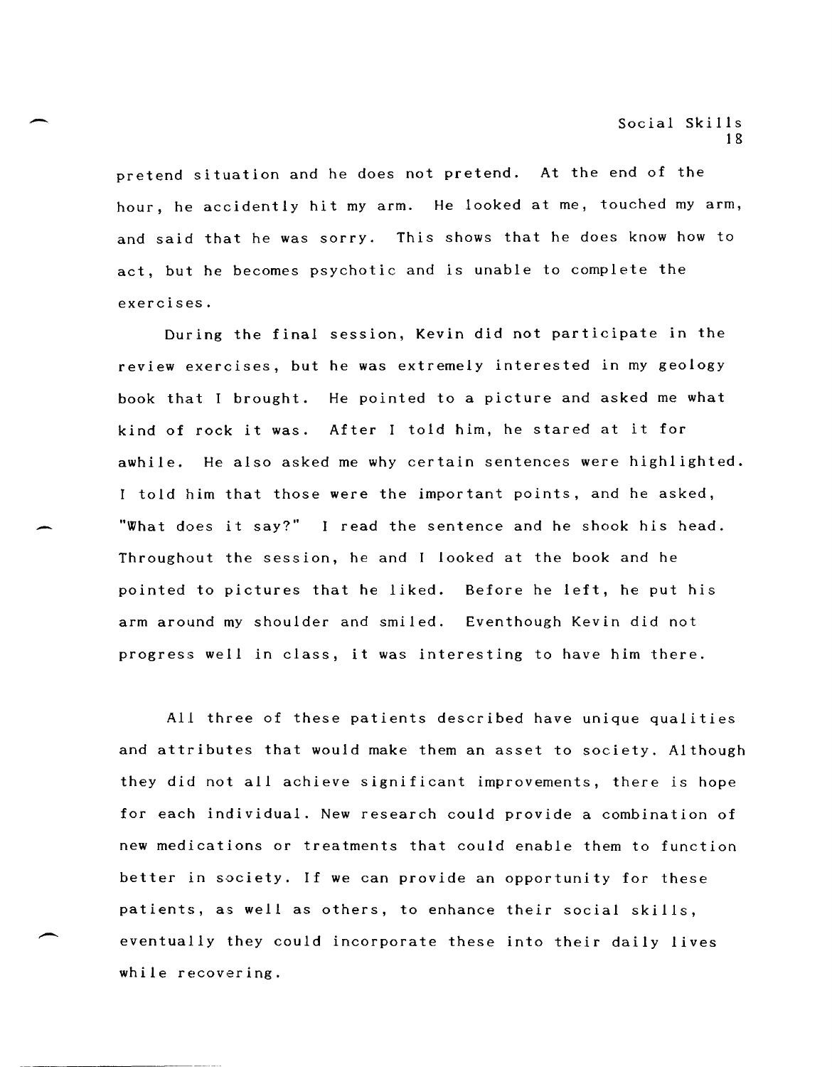pretend situation and he does not pretend. At the end of the hour, he accidently hit my arm. He looked at me, touched my arm, and said that he was sorry. This shows that he does know how to act, but he becomes psychotic and is unable to complete the exercises.

During the final session, Kevin did not participate in the review exercises, but he was extremely interested in my geology book that I brought. He pointed to a picture and asked me what kind of rock it was. After I told him, he stared at it for awhile. He also asked me why certain sentences were highlighted. I told him that those were the important points, and he asked, "What does it say?" I read the sentence and he shook his head. Throughout the session, he and I looked at the book and he pointed to pictures that he liked. Before he left, he put his arm around my shoulder and smiled. Eventhough Kevin did not progress well in class, it was interesting to have him there.

All three of these patients described have unique qualities and attributes that would make them an asset to society. Although they did not all achieve significant improvements, there is hope for each individual. New research could provide a combination of new medications or treatments that could enable them to function better in society. If we can provide an opportunity for these patients, as well as others, to enhance their social skills, eventually they could incorporate these into their daily lives while recovering.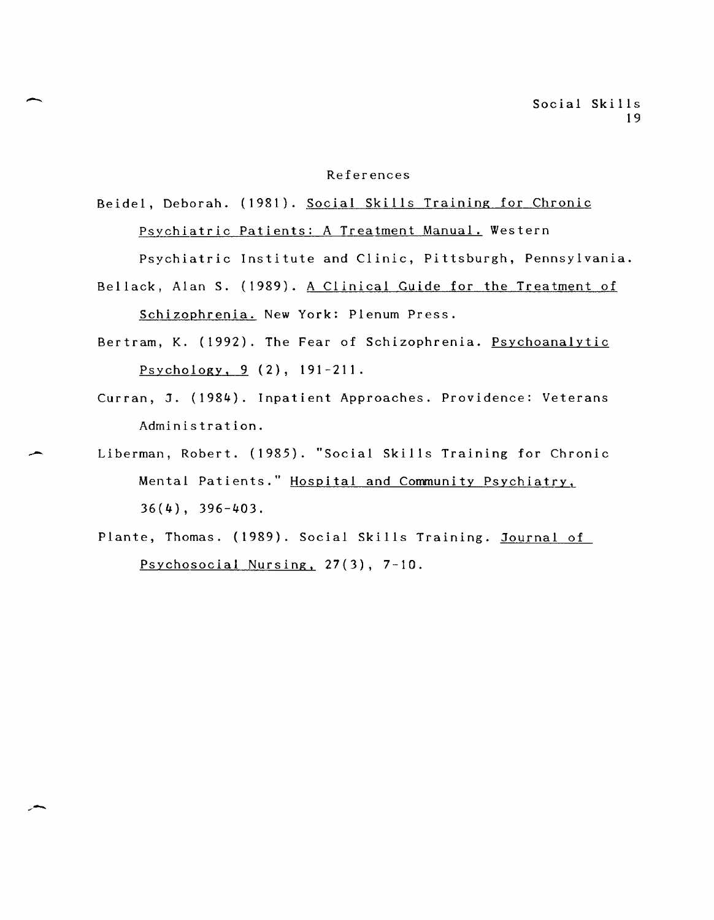# References

Beidel, Deborah. (1981). Social Skills Training for Chronic Psychiatric Patients: A Treatment Manual. Western Psychiatric Institute and Clinic, Pittsburgh, Pennsylvania.

Bellack, Alan S. (1989). A Clinical Guide for the Treatment of Schizophrenia. New York: Plenum Press.

Bertram, K. (1992). The Fear of Schizophrenia. Psychoanalytic Psychology, 9 (2), 191-211.

Curran, J. (1984). Inpatient Approaches. Providence: Veterans Administration.

Liberman, Robert. (1985). "Social Skills Training for Chronic Mental Patients." Hospital and Community Psychiatry, 36(4), 396-403.

Plante, Thomas. (1989). Social Skills Training. Journal of Psychosocial Nursing, 27(3), 7-10.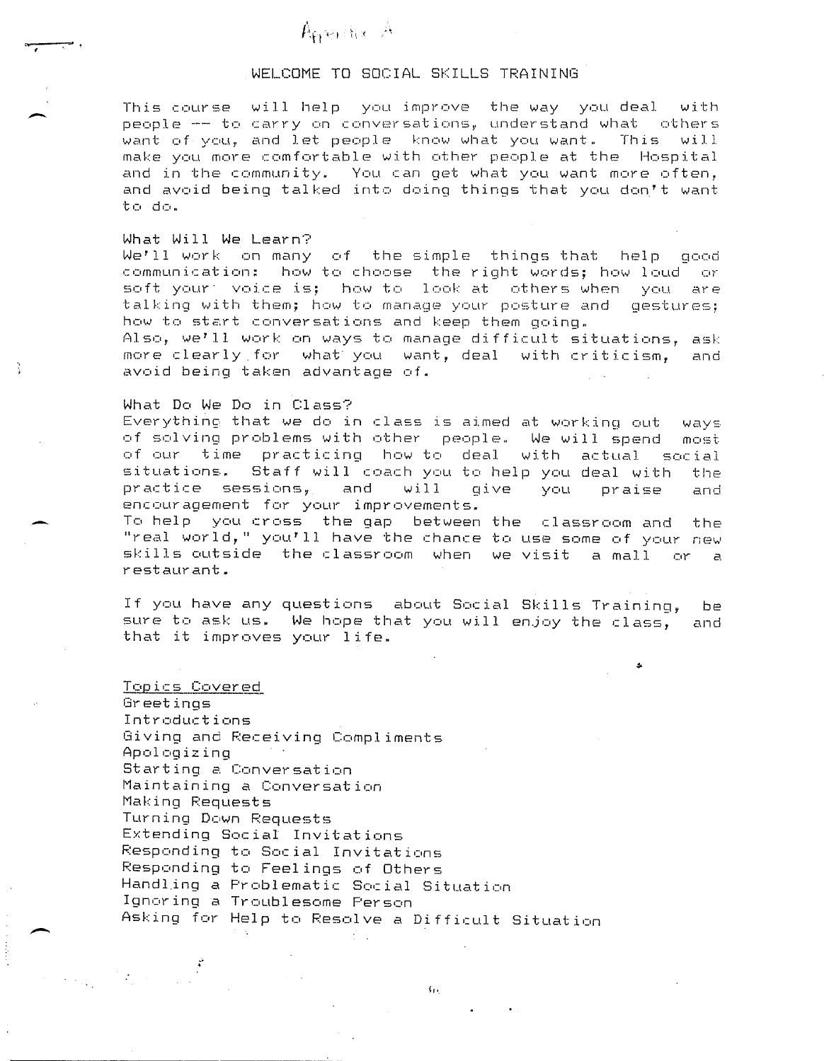Appendix A

# WELCOME TO SOCIAL SKILLS TRAINING

This course will help you improve the way you deal with people -- to carry on conversations, understand what others want of you, and let people know what you want. This will make you more comfortable with other people at the Hospital and in the community. You can get what you want more often, and avoid being talked into doing things that you don't want to do.

## What Will We Learn?

We'll work on many of the simple things that help good communication: how to choose the right words; how loud or soft your voice is; how to look at others when you are talking with them; how to manage your posture and gestures; how to start conversations and keep them going.

Also, we'll work on ways to manage difficult situations, ask more clearly for what you want, deal with criticism, and avoid being taken advantage of.

## What Do We Do in Class?

Everything that we do in class is aimed at working out ways of solving problems with other people. We will spend most of our time practicing how to deal with actual social situations. Staff will coach you to help you deal with the practice sessions, and will give you praise and encouragement for your improvements.

To help you cross the gap between the classroom and the "real world," you'll have the chance to use some of your new skills outside the classroom when we visit a mall or a restaurant.

If you have any questions about Social Skills Training, be sure to ask us. We hope that you will enjoy the class, and that it improves your life.

## Topics Covered

Greetings
Introductions
Giving and Receiving Compliments
Apologizing
Starting a Conversation
Maintaining a Conversation
Making Requests
Turning Down Requests
Extending Social Invitations
Responding to Social Invitations
Responding to Feelings of Others
Handling a Problematic Social Situation
Ignoring a Troublesome Person
Asking for Help to Resolve a Difficult Situation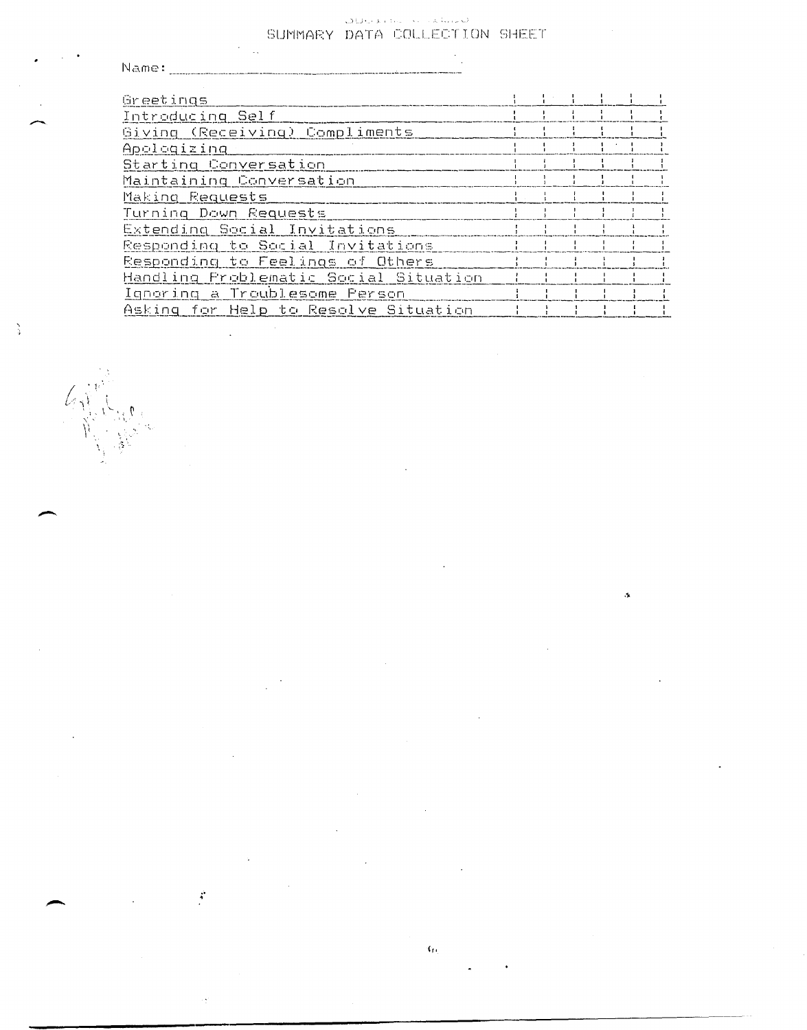# SUMMARY DATA COLLECTION SHEET

Name: ______________________________

| | | | | | |
|---|---|---|---|---|---|
| Greetings | | | | | |
| Introducing Self | | | | | |
| Giving (Receiving) Compliments | | | | | |
| Apologizing | | | | | |
| Starting Conversation | | | | | |
| Maintaining Conversation | | | | | |
| Making Requests | | | | | |
| Turning Down Requests | | | | | |
| Extending Social Invitations | | | | | |
| Responding to Social Invitations | | | | | |
| Responding to Feelings of Others | | | | | |
| Handling Problematic Social Situation | | | | | |
| Ignoring a Troublesome Person | | | | | |
| Asking for Help to Resolve Situation | | | | | |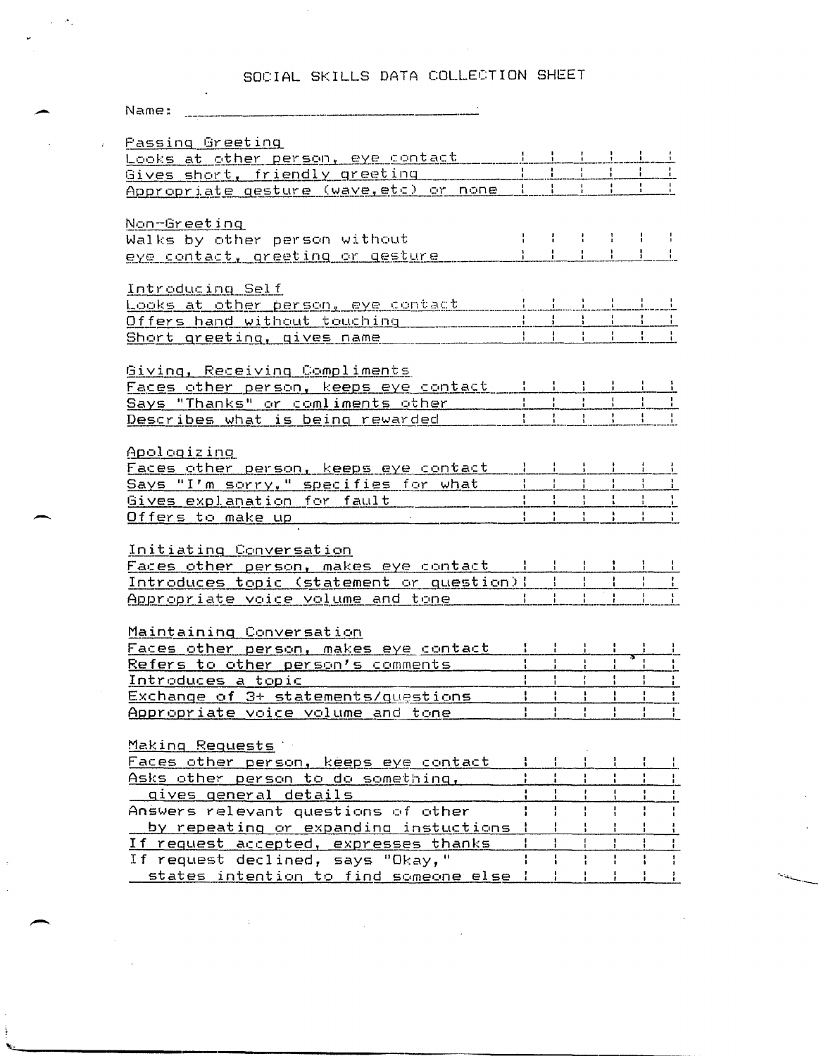# SOCIAL SKILLS DATA COLLECTION SHEET

Name: ______________________________

| | | | | | | |
|---|---|---|---|---|---|---|
| **Passing Greeting** | | | | | | |
| Looks at other person, eye contact | | | | | | |
| Gives short, friendly greeting | | | | | | |
| Appropriate gesture (wave,etc) or none | | | | | | |
| **Non-Greeting** | | | | | | |
| Walks by other person without eye contact, greeting or gesture | | | | | | |
| **Introducing Self** | | | | | | |
| Looks at other person, eye contact | | | | | | |
| Offers hand without touching | | | | | | |
| Short greeting, gives name | | | | | | |
| **Giving, Receiving Compliments** | | | | | | |
| Faces other person, keeps eye contact | | | | | | |
| Says "Thanks" or comliments other | | | | | | |
| Describes what is being rewarded | | | | | | |
| **Apologizing** | | | | | | |
| Faces other person, keeps eye contact | | | | | | |
| Says "I'm sorry," specifies for what | | | | | | |
| Gives explanation for fault | | | | | | |
| Offers to make up | | | | | | |
| **Initiating Conversation** | | | | | | |
| Faces other person, makes eye contact | | | | | | |
| Introduces topic (statement or question) | | | | | | |
| Appropriate voice volume and tone | | | | | | |
| **Maintaining Conversation** | | | | | | |
| Faces other person, makes eye contact | | | | | | |
| Refers to other person's comments | | | | | | |
| Introduces a topic | | | | | | |
| Exchange of 3+ statements/questions | | | | | | |
| Appropriate voice volume and tone | | | | | | |
| **Making Requests** | | | | | | |
| Faces other person, keeps eye contact | | | | | | |
| Asks other person to do something, | | | | | | |
| gives general details | | | | | | |
| Answers relevant questions of other by repeating or expanding instuctions | | | | | | |
| If request accepted, expresses thanks | | | | | | |
| If request declined, says "Okay," states intention to find someone else | | | | | | |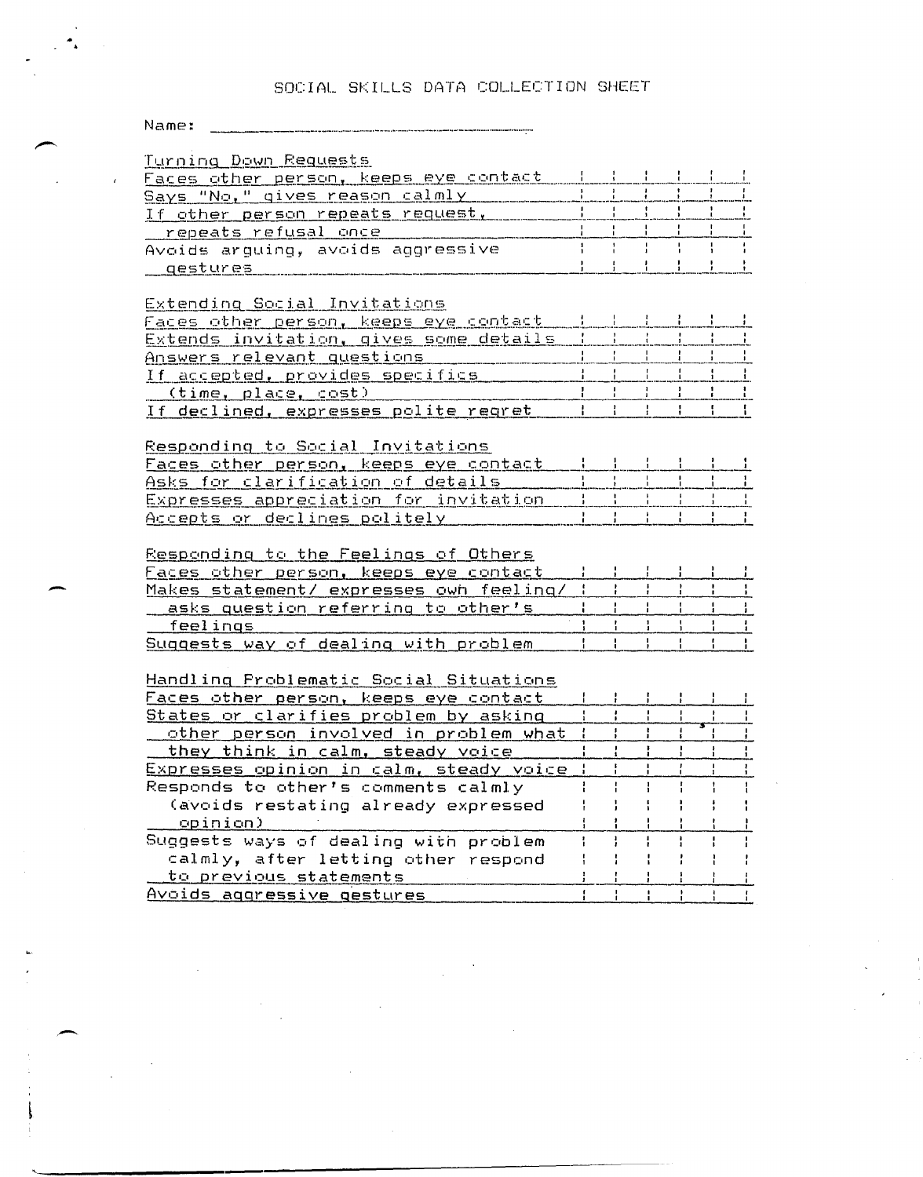# SOCIAL SKILLS DATA COLLECTION SHEET

Name: ____________________________

| Turning Down Requests | | | | | | |
|---|---|---|---|---|---|---|
| Faces other person, keeps eye contact | | | | | | |
| Says "No," gives reason calmly | | | | | | |
| If other person repeats request, repeats refusal once | | | | | | |
| Avoids arguing, avoids aggressive gestures | | | | | | |

| Extending Social Invitations | | | | | | |
|---|---|---|---|---|---|---|
| Faces other person, keeps eye contact | | | | | | |
| Extends invitation, gives some details | | | | | | |
| Answers relevant questions | | | | | | |
| If accepted, provides specifics (time, place, cost) | | | | | | |
| If declined, expresses polite regret | | | | | | |

| Responding to Social Invitations | | | | | | |
|---|---|---|---|---|---|---|
| Faces other person, keeps eye contact | | | | | | |
| Asks for clarification of details | | | | | | |
| Expresses appreciation for invitation | | | | | | |
| Accepts or declines politely | | | | | | |

| Responding to the Feelings of Others | | | | | | |
|---|---|---|---|---|---|---|
| Faces other person, keeps eye contact | | | | | | |
| Makes statement/ expresses own feeling/ asks question referring to other's feelings | | | | | | |
| Suggests way of dealing with problem | | | | | | |

| Handling Problematic Social Situations | | | | | | |
|---|---|---|---|---|---|---|
| Faces other person, keeps eye contact | | | | | | |
| States or clarifies problem by asking other person involved in problem what they think in calm, steady voice | | | | | | |
| Expresses opinion in calm, steady voice | | | | | | |
| Responds to other's comments calmly (avoids restating already expressed opinion) | | | | | | |
| Suggests ways of dealing with problem calmly, after letting other respond to previous statements | | | | | | |
| Avoids aggressive gestures | | | | | | |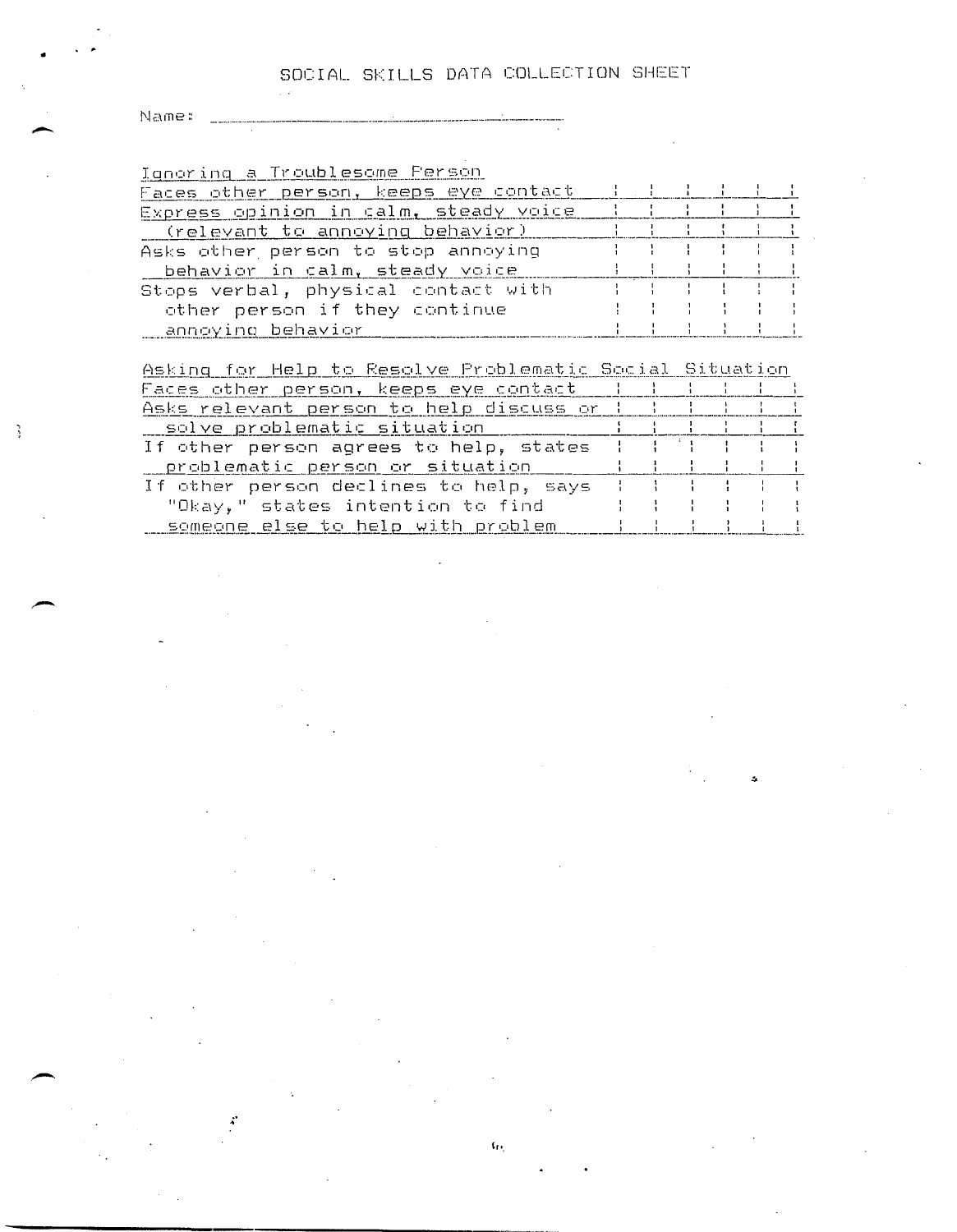# SOCIAL SKILLS DATA COLLECTION SHEET

Name: ______________________________

| Ignoring a Troublesome Person | | | | | | |
|---|---|---|---|---|---|---|
| Faces other person, keeps eye contact | | | | | | |
| Express opinion in calm, steady voice (relevant to annoying behavior) | | | | | | |
| Asks other person to stop annoying behavior in calm, steady voice | | | | | | |
| Stops verbal, physical contact with other person if they continue annoying behavior | | | | | | |

| Asking for Help to Resolve Problematic Social Situation | | | | | | |
|---|---|---|---|---|---|---|
| Faces other person, keeps eye contact | | | | | | |
| Asks relevant person to help discuss or solve problematic situation | | | | | | |
| If other person agrees to help, states problematic person or situation | | | | | | |
| If other person declines to help, says "Okay," states intention to find someone else to help with problem | | | | | | |